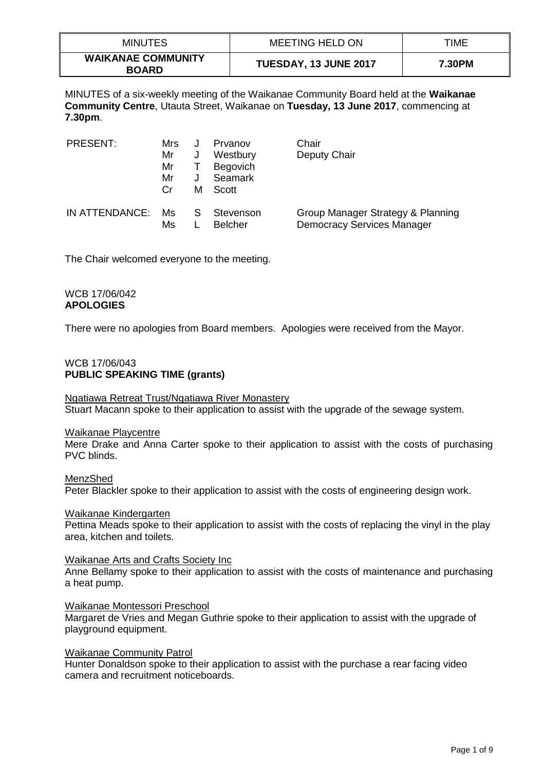| MINUTES | MEETING HELD ON | TIME |
| --- | --- | --- |
| **WAIKANAE COMMUNITY BOARD** | **TUESDAY, 13 JUNE 2017** | **7.30PM** |

MINUTES of a six-weekly meeting of the Waikanae Community Board held at the **Waikanae Community Centre**, Utauta Street, Waikanae on **Tuesday, 13 June 2017**, commencing at **7.30pm**.

| | | | | |
| --- | --- | --- | --- | --- |
| PRESENT: | Mrs | J | Prvanov | Chair |
| | Mr | J | Westbury | Deputy Chair |
| | Mr | T | Begovich | |
| | Mr | J | Seamark | |
| | Cr | M | Scott | |
| IN ATTENDANCE: | Ms | S | Stevenson | Group Manager Strategy & Planning |
| | Ms | L | Belcher | Democracy Services Manager |

The Chair welcomed everyone to the meeting.

WCB 17/06/042
**APOLOGIES**

There were no apologies from Board members. Apologies were received from the Mayor.

WCB 17/06/043
**PUBLIC SPEAKING TIME (grants)**

Ngatiawa Retreat Trust/Ngatiawa River Monastery
Stuart Macann spoke to their application to assist with the upgrade of the sewage system.

Waikanae Playcentre
Mere Drake and Anna Carter spoke to their application to assist with the costs of purchasing PVC blinds.

MenzShed
Peter Blackler spoke to their application to assist with the costs of engineering design work.

Waikanae Kindergarten
Pettina Meads spoke to their application to assist with the costs of replacing the vinyl in the play area, kitchen and toilets.

Waikanae Arts and Crafts Society Inc
Anne Bellamy spoke to their application to assist with the costs of maintenance and purchasing a heat pump.

Waikanae Montessori Preschool
Margaret de Vries and Megan Guthrie spoke to their application to assist with the upgrade of playground equipment.

Waikanae Community Patrol
Hunter Donaldson spoke to their application to assist with the purchase a rear facing video camera and recruitment noticeboards.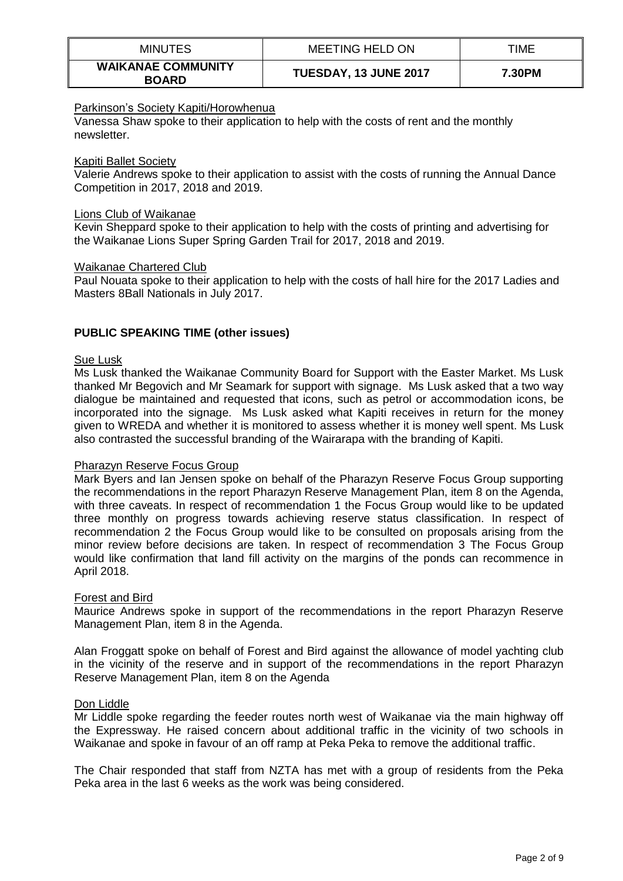Parkinson's Society Kapiti/Horowhenua

Vanessa Shaw spoke to their application to help with the costs of rent and the monthly newsletter.

Kapiti Ballet Society

Valerie Andrews spoke to their application to assist with the costs of running the Annual Dance Competition in 2017, 2018 and 2019.

Lions Club of Waikanae

Kevin Sheppard spoke to their application to help with the costs of printing and advertising for the Waikanae Lions Super Spring Garden Trail for 2017, 2018 and 2019.

Waikanae Chartered Club

Paul Nouata spoke to their application to help with the costs of hall hire for the 2017 Ladies and Masters 8Ball Nationals in July 2017.

## PUBLIC SPEAKING TIME (other issues)

Sue Lusk

Ms Lusk thanked the Waikanae Community Board for Support with the Easter Market. Ms Lusk thanked Mr Begovich and Mr Seamark for support with signage. Ms Lusk asked that a two way dialogue be maintained and requested that icons, such as petrol or accommodation icons, be incorporated into the signage. Ms Lusk asked what Kapiti receives in return for the money given to WREDA and whether it is monitored to assess whether it is money well spent. Ms Lusk also contrasted the successful branding of the Wairarapa with the branding of Kapiti.

Pharazyn Reserve Focus Group

Mark Byers and Ian Jensen spoke on behalf of the Pharazyn Reserve Focus Group supporting the recommendations in the report Pharazyn Reserve Management Plan, item 8 on the Agenda, with three caveats. In respect of recommendation 1 the Focus Group would like to be updated three monthly on progress towards achieving reserve status classification. In respect of recommendation 2 the Focus Group would like to be consulted on proposals arising from the minor review before decisions are taken. In respect of recommendation 3 The Focus Group would like confirmation that land fill activity on the margins of the ponds can recommence in April 2018.

Forest and Bird

Maurice Andrews spoke in support of the recommendations in the report Pharazyn Reserve Management Plan, item 8 in the Agenda.

Alan Froggatt spoke on behalf of Forest and Bird against the allowance of model yachting club in the vicinity of the reserve and in support of the recommendations in the report Pharazyn Reserve Management Plan, item 8 on the Agenda

Don Liddle

Mr Liddle spoke regarding the feeder routes north west of Waikanae via the main highway off the Expressway. He raised concern about additional traffic in the vicinity of two schools in Waikanae and spoke in favour of an off ramp at Peka Peka to remove the additional traffic.

The Chair responded that staff from NZTA has met with a group of residents from the Peka Peka area in the last 6 weeks as the work was being considered.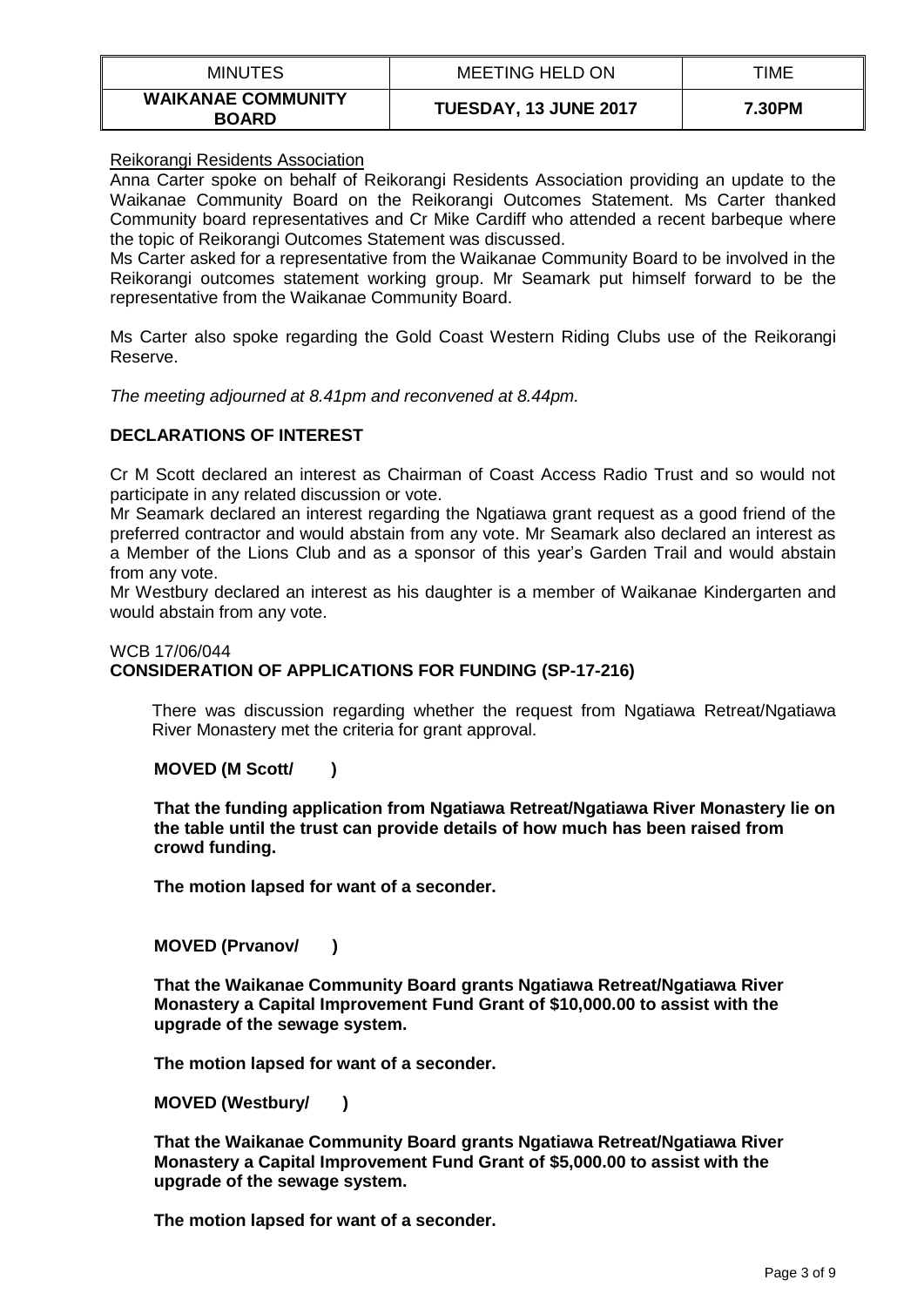Reikorangi Residents Association

Anna Carter spoke on behalf of Reikorangi Residents Association providing an update to the Waikanae Community Board on the Reikorangi Outcomes Statement. Ms Carter thanked Community board representatives and Cr Mike Cardiff who attended a recent barbeque where the topic of Reikorangi Outcomes Statement was discussed.

Ms Carter asked for a representative from the Waikanae Community Board to be involved in the Reikorangi outcomes statement working group. Mr Seamark put himself forward to be the representative from the Waikanae Community Board.

Ms Carter also spoke regarding the Gold Coast Western Riding Clubs use of the Reikorangi Reserve.

*The meeting adjourned at 8.41pm and reconvened at 8.44pm.*

## DECLARATIONS OF INTEREST

Cr M Scott declared an interest as Chairman of Coast Access Radio Trust and so would not participate in any related discussion or vote.

Mr Seamark declared an interest regarding the Ngatiawa grant request as a good friend of the preferred contractor and would abstain from any vote. Mr Seamark also declared an interest as a Member of the Lions Club and as a sponsor of this year's Garden Trail and would abstain from any vote.

Mr Westbury declared an interest as his daughter is a member of Waikanae Kindergarten and would abstain from any vote.

WCB 17/06/044

## CONSIDERATION OF APPLICATIONS FOR FUNDING (SP-17-216)

There was discussion regarding whether the request from Ngatiawa Retreat/Ngatiawa River Monastery met the criteria for grant approval.

**MOVED (M Scott/ )**

**That the funding application from Ngatiawa Retreat/Ngatiawa River Monastery lie on the table until the trust can provide details of how much has been raised from crowd funding.**

**The motion lapsed for want of a seconder.**

**MOVED (Prvanov/ )**

**That the Waikanae Community Board grants Ngatiawa Retreat/Ngatiawa River Monastery a Capital Improvement Fund Grant of $10,000.00 to assist with the upgrade of the sewage system.**

**The motion lapsed for want of a seconder.**

**MOVED (Westbury/ )**

**That the Waikanae Community Board grants Ngatiawa Retreat/Ngatiawa River Monastery a Capital Improvement Fund Grant of $5,000.00 to assist with the upgrade of the sewage system.**

**The motion lapsed for want of a seconder.**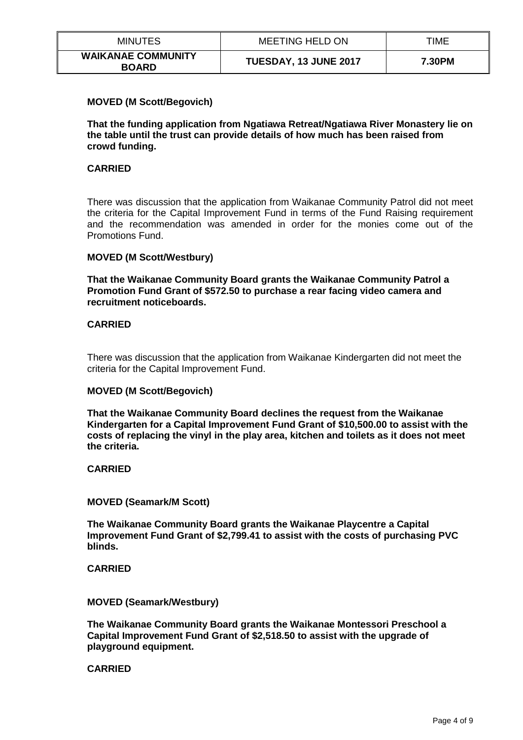**MOVED (M Scott/Begovich)**

**That the funding application from Ngatiawa Retreat/Ngatiawa River Monastery lie on the table until the trust can provide details of how much has been raised from crowd funding.**

**CARRIED**

There was discussion that the application from Waikanae Community Patrol did not meet the criteria for the Capital Improvement Fund in terms of the Fund Raising requirement and the recommendation was amended in order for the monies come out of the Promotions Fund.

**MOVED (M Scott/Westbury)**

**That the Waikanae Community Board grants the Waikanae Community Patrol a Promotion Fund Grant of $572.50 to purchase a rear facing video camera and recruitment noticeboards.**

**CARRIED**

There was discussion that the application from Waikanae Kindergarten did not meet the criteria for the Capital Improvement Fund.

**MOVED (M Scott/Begovich)**

**That the Waikanae Community Board declines the request from the Waikanae Kindergarten for a Capital Improvement Fund Grant of $10,500.00 to assist with the costs of replacing the vinyl in the play area, kitchen and toilets as it does not meet the criteria.**

**CARRIED**

**MOVED (Seamark/M Scott)**

**The Waikanae Community Board grants the Waikanae Playcentre a Capital Improvement Fund Grant of $2,799.41 to assist with the costs of purchasing PVC blinds.**

**CARRIED**

**MOVED (Seamark/Westbury)**

**The Waikanae Community Board grants the Waikanae Montessori Preschool a Capital Improvement Fund Grant of $2,518.50 to assist with the upgrade of playground equipment.**

**CARRIED**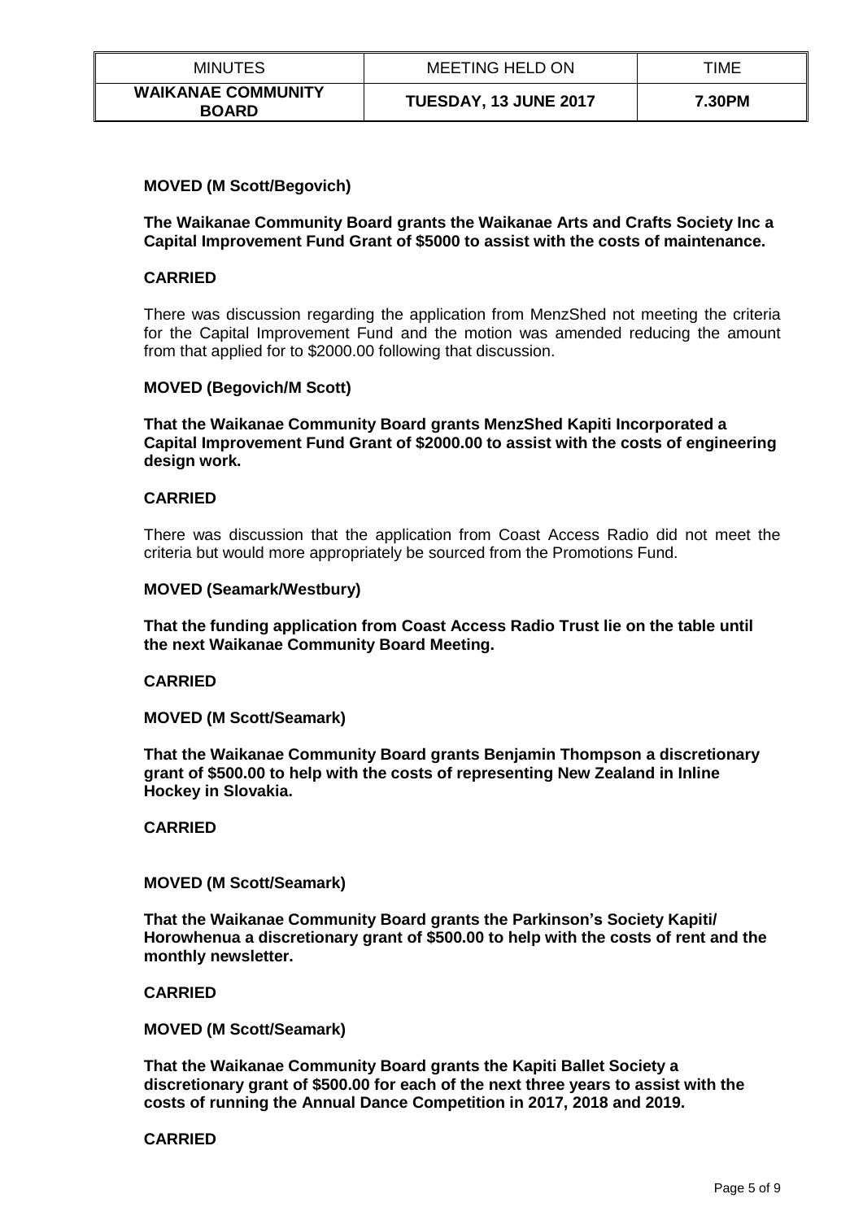**MOVED (M Scott/Begovich)**

**The Waikanae Community Board grants the Waikanae Arts and Crafts Society Inc a Capital Improvement Fund Grant of $5000 to assist with the costs of maintenance.**

**CARRIED**

There was discussion regarding the application from MenzShed not meeting the criteria for the Capital Improvement Fund and the motion was amended reducing the amount from that applied for to $2000.00 following that discussion.

**MOVED (Begovich/M Scott)**

**That the Waikanae Community Board grants MenzShed Kapiti Incorporated a Capital Improvement Fund Grant of $2000.00 to assist with the costs of engineering design work.**

**CARRIED**

There was discussion that the application from Coast Access Radio did not meet the criteria but would more appropriately be sourced from the Promotions Fund.

**MOVED (Seamark/Westbury)**

**That the funding application from Coast Access Radio Trust lie on the table until the next Waikanae Community Board Meeting.**

**CARRIED**

**MOVED (M Scott/Seamark)**

**That the Waikanae Community Board grants Benjamin Thompson a discretionary grant of $500.00 to help with the costs of representing New Zealand in Inline Hockey in Slovakia.**

**CARRIED**

**MOVED (M Scott/Seamark)**

**That the Waikanae Community Board grants the Parkinson's Society Kapiti/ Horowhenua a discretionary grant of $500.00 to help with the costs of rent and the monthly newsletter.**

**CARRIED**

**MOVED (M Scott/Seamark)**

**That the Waikanae Community Board grants the Kapiti Ballet Society a discretionary grant of $500.00 for each of the next three years to assist with the costs of running the Annual Dance Competition in 2017, 2018 and 2019.**

**CARRIED**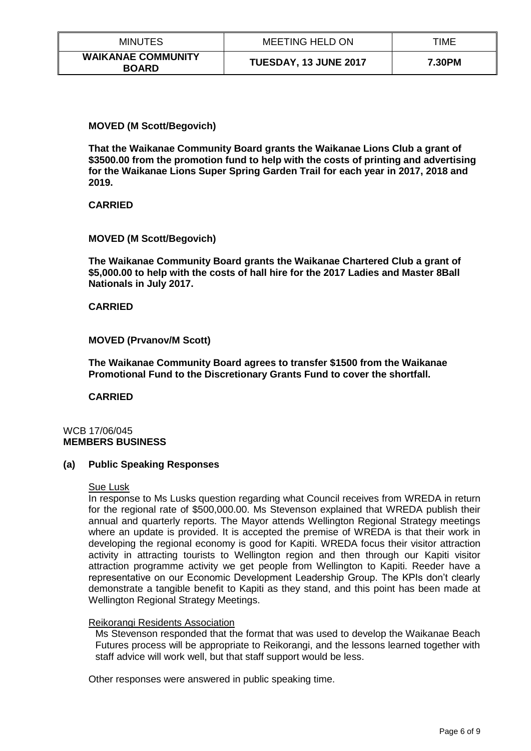**MOVED (M Scott/Begovich)**

**That the Waikanae Community Board grants the Waikanae Lions Club a grant of $3500.00 from the promotion fund to help with the costs of printing and advertising for the Waikanae Lions Super Spring Garden Trail for each year in 2017, 2018 and 2019.**

**CARRIED**

**MOVED (M Scott/Begovich)**

**The Waikanae Community Board grants the Waikanae Chartered Club a grant of $5,000.00 to help with the costs of hall hire for the 2017 Ladies and Master 8Ball Nationals in July 2017.**

**CARRIED**

**MOVED (Prvanov/M Scott)**

**The Waikanae Community Board agrees to transfer $1500 from the Waikanae Promotional Fund to the Discretionary Grants Fund to cover the shortfall.**

**CARRIED**

WCB 17/06/045
**MEMBERS BUSINESS**

**(a) Public Speaking Responses**

Sue Lusk

In response to Ms Lusks question regarding what Council receives from WREDA in return for the regional rate of $500,000.00. Ms Stevenson explained that WREDA publish their annual and quarterly reports. The Mayor attends Wellington Regional Strategy meetings where an update is provided. It is accepted the premise of WREDA is that their work in developing the regional economy is good for Kapiti. WREDA focus their visitor attraction activity in attracting tourists to Wellington region and then through our Kapiti visitor attraction programme activity we get people from Wellington to Kapiti. Reeder have a representative on our Economic Development Leadership Group. The KPIs don't clearly demonstrate a tangible benefit to Kapiti as they stand, and this point has been made at Wellington Regional Strategy Meetings.

Reikorangi Residents Association

Ms Stevenson responded that the format that was used to develop the Waikanae Beach Futures process will be appropriate to Reikorangi, and the lessons learned together with staff advice will work well, but that staff support would be less.

Other responses were answered in public speaking time.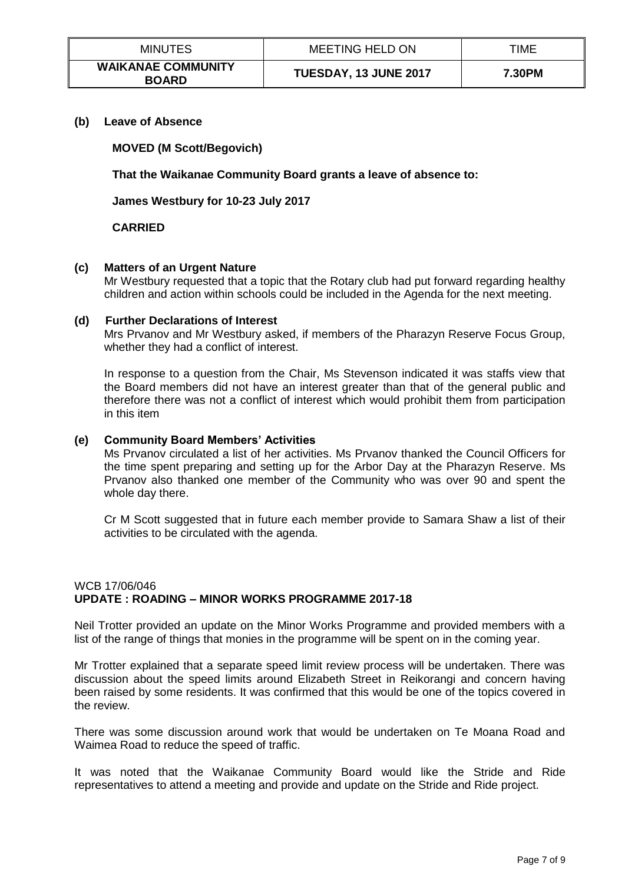| MINUTES | MEETING HELD ON | TIME |
|---|---|---|
| **WAIKANAE COMMUNITY BOARD** | **TUESDAY, 13 JUNE 2017** | **7.30PM** |

**(b) Leave of Absence**

**MOVED (M Scott/Begovich)**

**That the Waikanae Community Board grants a leave of absence to:**

**James Westbury for 10-23 July 2017**

**CARRIED**

**(c) Matters of an Urgent Nature**

Mr Westbury requested that a topic that the Rotary club had put forward regarding healthy children and action within schools could be included in the Agenda for the next meeting.

**(d) Further Declarations of Interest**

Mrs Prvanov and Mr Westbury asked, if members of the Pharazyn Reserve Focus Group, whether they had a conflict of interest.

In response to a question from the Chair, Ms Stevenson indicated it was staffs view that the Board members did not have an interest greater than that of the general public and therefore there was not a conflict of interest which would prohibit them from participation in this item

**(e) Community Board Members' Activities**

Ms Prvanov circulated a list of her activities. Ms Prvanov thanked the Council Officers for the time spent preparing and setting up for the Arbor Day at the Pharazyn Reserve. Ms Prvanov also thanked one member of the Community who was over 90 and spent the whole day there.

Cr M Scott suggested that in future each member provide to Samara Shaw a list of their activities to be circulated with the agenda.

WCB 17/06/046
**UPDATE : ROADING – MINOR WORKS PROGRAMME 2017-18**

Neil Trotter provided an update on the Minor Works Programme and provided members with a list of the range of things that monies in the programme will be spent on in the coming year.

Mr Trotter explained that a separate speed limit review process will be undertaken. There was discussion about the speed limits around Elizabeth Street in Reikorangi and concern having been raised by some residents. It was confirmed that this would be one of the topics covered in the review.

There was some discussion around work that would be undertaken on Te Moana Road and Waimea Road to reduce the speed of traffic.

It was noted that the Waikanae Community Board would like the Stride and Ride representatives to attend a meeting and provide and update on the Stride and Ride project.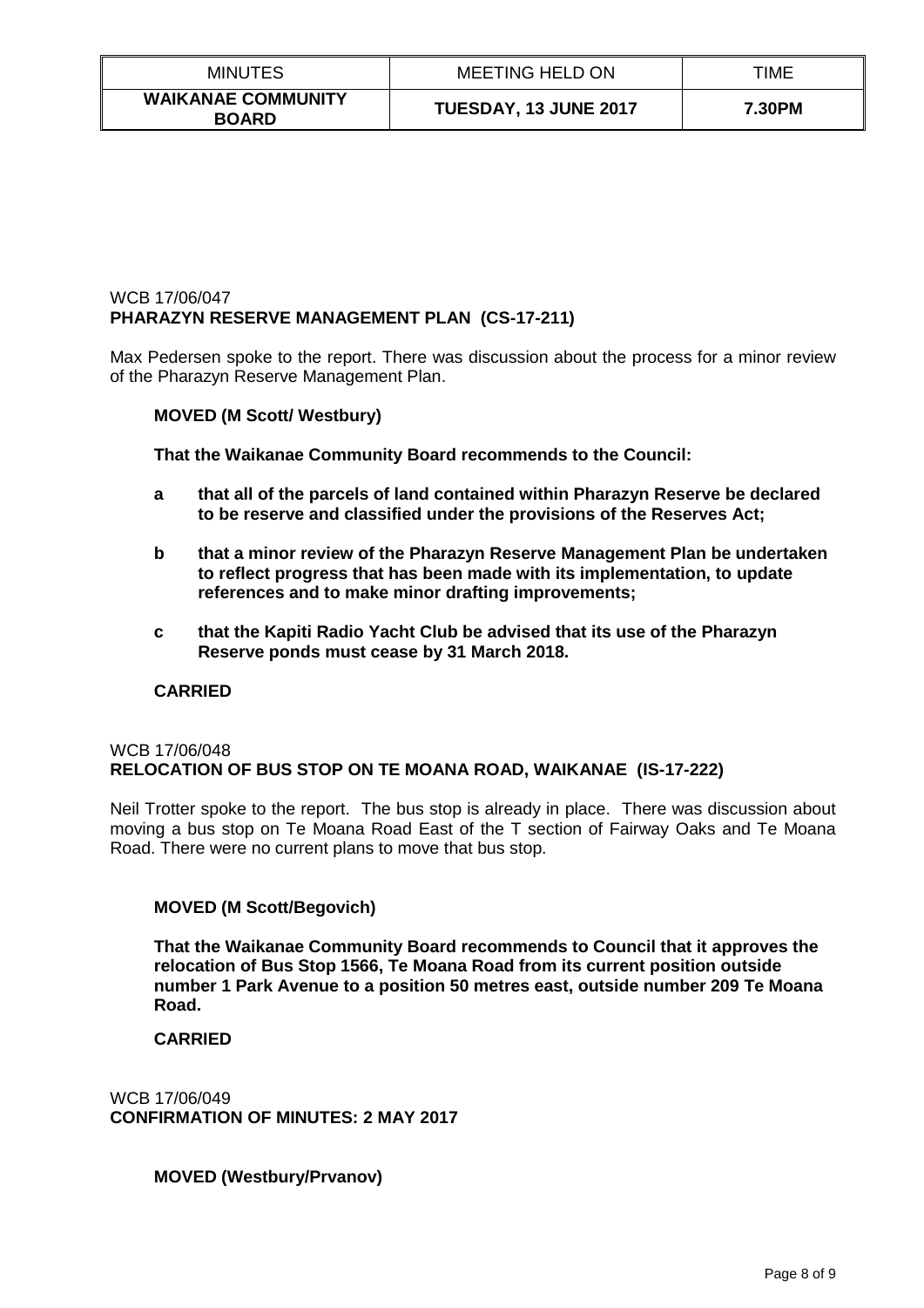WCB 17/06/047
**PHARAZYN RESERVE MANAGEMENT PLAN (CS-17-211)**

Max Pedersen spoke to the report. There was discussion about the process for a minor review of the Pharazyn Reserve Management Plan.

**MOVED (M Scott/ Westbury)**

**That the Waikanae Community Board recommends to the Council:**

- **a** **that all of the parcels of land contained within Pharazyn Reserve be declared to be reserve and classified under the provisions of the Reserves Act;**
- **b** **that a minor review of the Pharazyn Reserve Management Plan be undertaken to reflect progress that has been made with its implementation, to update references and to make minor drafting improvements;**
- **c** **that the Kapiti Radio Yacht Club be advised that its use of the Pharazyn Reserve ponds must cease by 31 March 2018.**

**CARRIED**

WCB 17/06/048
**RELOCATION OF BUS STOP ON TE MOANA ROAD, WAIKANAE (IS-17-222)**

Neil Trotter spoke to the report. The bus stop is already in place. There was discussion about moving a bus stop on Te Moana Road East of the T section of Fairway Oaks and Te Moana Road. There were no current plans to move that bus stop.

**MOVED (M Scott/Begovich)**

**That the Waikanae Community Board recommends to Council that it approves the relocation of Bus Stop 1566, Te Moana Road from its current position outside number 1 Park Avenue to a position 50 metres east, outside number 209 Te Moana Road.**

**CARRIED**

WCB 17/06/049
**CONFIRMATION OF MINUTES: 2 MAY 2017**

**MOVED (Westbury/Prvanov)**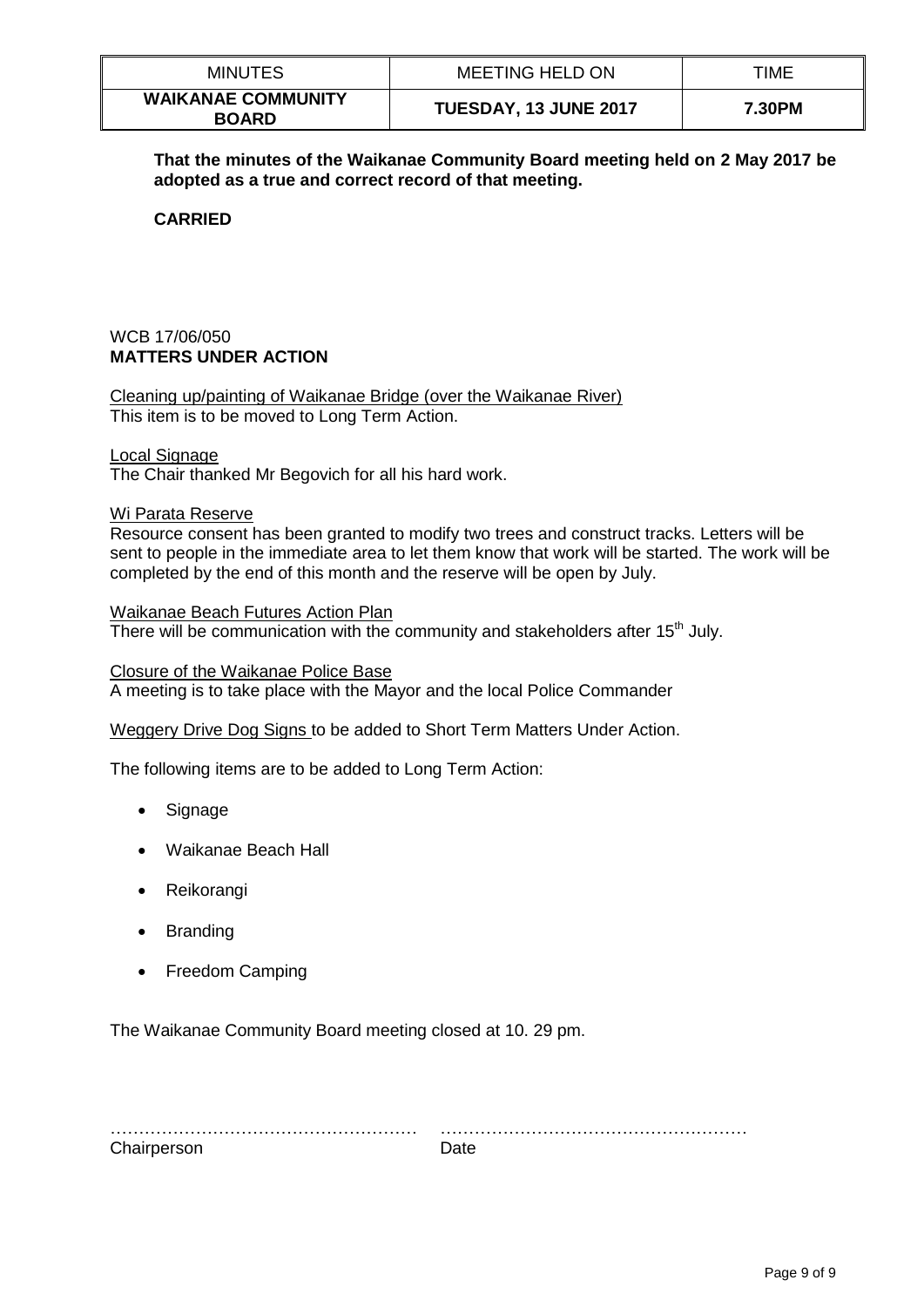**That the minutes of the Waikanae Community Board meeting held on 2 May 2017 be adopted as a true and correct record of that meeting.**

**CARRIED**

WCB 17/06/050
**MATTERS UNDER ACTION**

Cleaning up/painting of Waikanae Bridge (over the Waikanae River)
This item is to be moved to Long Term Action.

Local Signage
The Chair thanked Mr Begovich for all his hard work.

Wi Parata Reserve
Resource consent has been granted to modify two trees and construct tracks. Letters will be sent to people in the immediate area to let them know that work will be started. The work will be completed by the end of this month and the reserve will be open by July.

Waikanae Beach Futures Action Plan
There will be communication with the community and stakeholders after 15th July.

Closure of the Waikanae Police Base
A meeting is to take place with the Mayor and the local Police Commander

Weggery Drive Dog Signs to be added to Short Term Matters Under Action.

The following items are to be added to Long Term Action:

- Signage
- Waikanae Beach Hall
- Reikorangi
- Branding
- Freedom Camping

The Waikanae Community Board meeting closed at 10. 29 pm.

……………………………………………… ………………………………………………
Chairperson Date